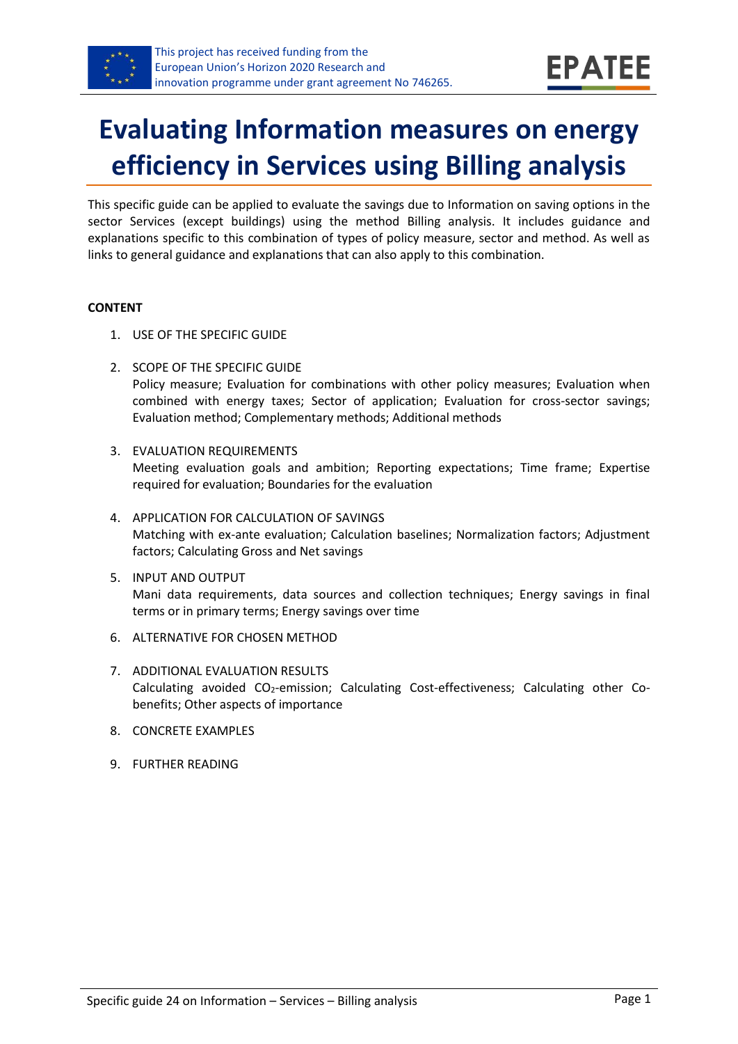# Evaluating Information measures on energy efficiency in Services using Billing analysis

This specific guide can be applied to evaluate the savings due to Information on saving options in the sector Services (except buildings) using the method Billing analysis. It includes guidance and explanations specific to this combination of types of policy measure, sector and method. As well as links to general guidance and explanations that can also apply to this combination.

**CONTENT**

1. USE OF THE SPECIFIC GUIDE
2. SCOPE OF THE SPECIFIC GUIDE
   Policy measure; Evaluation for combinations with other policy measures; Evaluation when combined with energy taxes; Sector of application; Evaluation for cross-sector savings; Evaluation method; Complementary methods; Additional methods
3. EVALUATION REQUIREMENTS
   Meeting evaluation goals and ambition; Reporting expectations; Time frame; Expertise required for evaluation; Boundaries for the evaluation
4. APPLICATION FOR CALCULATION OF SAVINGS
   Matching with ex-ante evaluation; Calculation baselines; Normalization factors; Adjustment factors; Calculating Gross and Net savings
5. INPUT AND OUTPUT
   Mani data requirements, data sources and collection techniques; Energy savings in final terms or in primary terms; Energy savings over time
6. ALTERNATIVE FOR CHOSEN METHOD
7. ADDITIONAL EVALUATION RESULTS
   Calculating avoided $CO_2$-emission; Calculating Cost-effectiveness; Calculating other Co-benefits; Other aspects of importance
8. CONCRETE EXAMPLES
9. FURTHER READING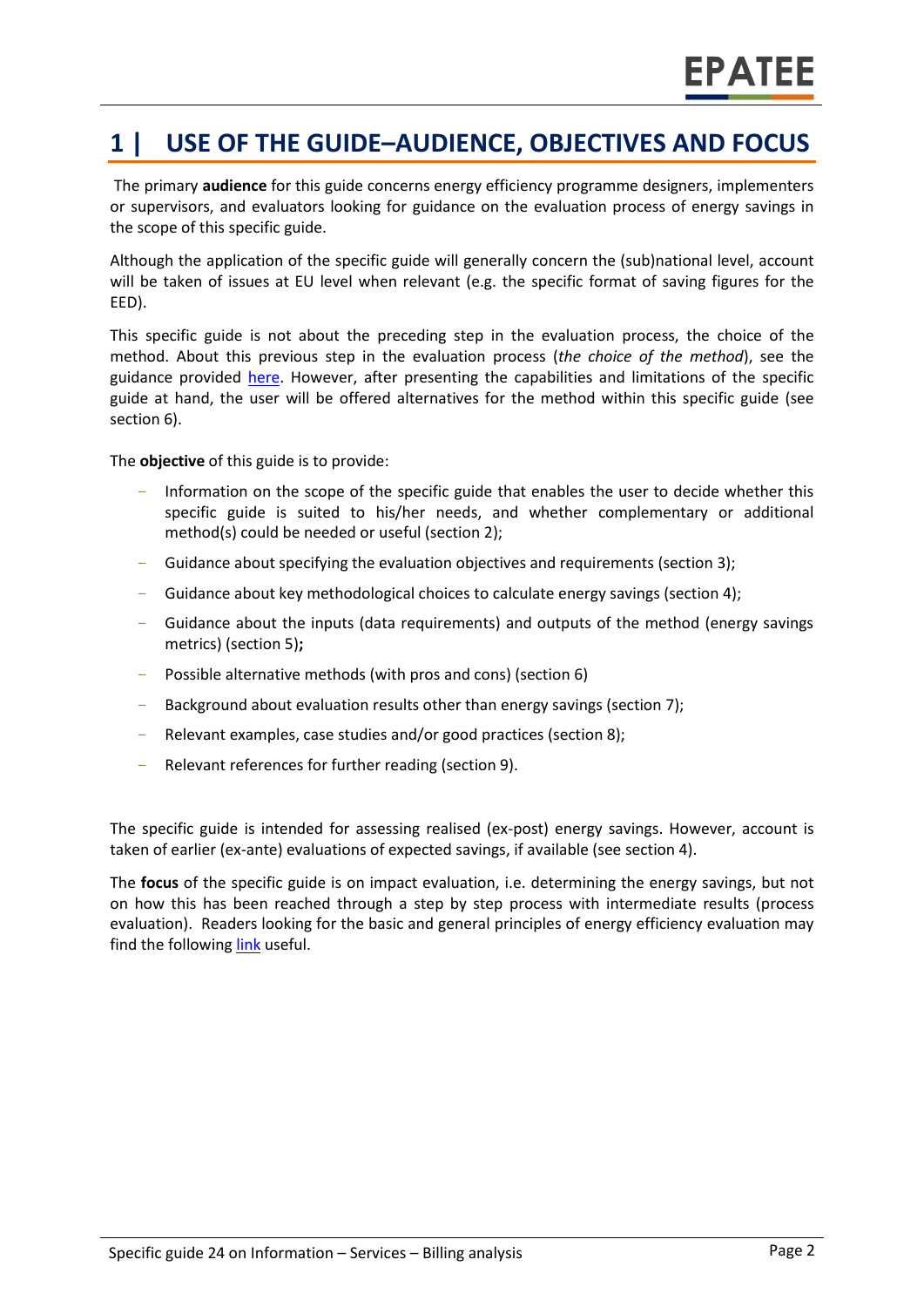# 1 | USE OF THE GUIDE–AUDIENCE, OBJECTIVES AND FOCUS

The primary **audience** for this guide concerns energy efficiency programme designers, implementers or supervisors, and evaluators looking for guidance on the evaluation process of energy savings in the scope of this specific guide.

Although the application of the specific guide will generally concern the (sub)national level, account will be taken of issues at EU level when relevant (e.g. the specific format of saving figures for the EED).

This specific guide is not about the preceding step in the evaluation process, the choice of the method. About this previous step in the evaluation process (*the choice of the method*), see the guidance provided here. However, after presenting the capabilities and limitations of the specific guide at hand, the user will be offered alternatives for the method within this specific guide (see section 6).

The **objective** of this guide is to provide:

- Information on the scope of the specific guide that enables the user to decide whether this specific guide is suited to his/her needs, and whether complementary or additional method(s) could be needed or useful (section 2);
- Guidance about specifying the evaluation objectives and requirements (section 3);
- Guidance about key methodological choices to calculate energy savings (section 4);
- Guidance about the inputs (data requirements) and outputs of the method (energy savings metrics) (section 5)**;**
- Possible alternative methods (with pros and cons) (section 6)
- Background about evaluation results other than energy savings (section 7);
- Relevant examples, case studies and/or good practices (section 8);
- Relevant references for further reading (section 9).

The specific guide is intended for assessing realised (ex-post) energy savings. However, account is taken of earlier (ex-ante) evaluations of expected savings, if available (see section 4).

The **focus** of the specific guide is on impact evaluation, i.e. determining the energy savings, but not on how this has been reached through a step by step process with intermediate results (process evaluation). Readers looking for the basic and general principles of energy efficiency evaluation may find the following link useful.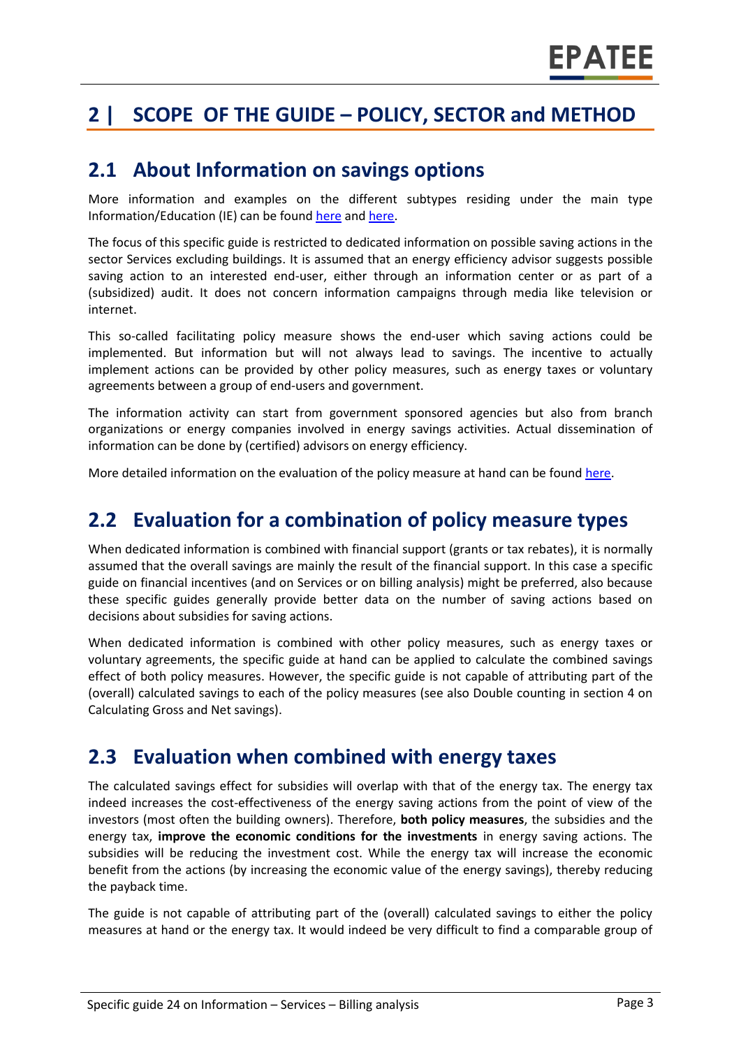# 2 | SCOPE OF THE GUIDE – POLICY, SECTOR and METHOD

## 2.1 About Information on savings options

More information and examples on the different subtypes residing under the main type Information/Education (IE) can be found here and here.

The focus of this specific guide is restricted to dedicated information on possible saving actions in the sector Services excluding buildings. It is assumed that an energy efficiency advisor suggests possible saving action to an interested end-user, either through an information center or as part of a (subsidized) audit. It does not concern information campaigns through media like television or internet.

This so-called facilitating policy measure shows the end-user which saving actions could be implemented. But information but will not always lead to savings. The incentive to actually implement actions can be provided by other policy measures, such as energy taxes or voluntary agreements between a group of end-users and government.

The information activity can start from government sponsored agencies but also from branch organizations or energy companies involved in energy savings activities. Actual dissemination of information can be done by (certified) advisors on energy efficiency.

More detailed information on the evaluation of the policy measure at hand can be found here.

## 2.2 Evaluation for a combination of policy measure types

When dedicated information is combined with financial support (grants or tax rebates), it is normally assumed that the overall savings are mainly the result of the financial support. In this case a specific guide on financial incentives (and on Services or on billing analysis) might be preferred, also because these specific guides generally provide better data on the number of saving actions based on decisions about subsidies for saving actions.

When dedicated information is combined with other policy measures, such as energy taxes or voluntary agreements, the specific guide at hand can be applied to calculate the combined savings effect of both policy measures. However, the specific guide is not capable of attributing part of the (overall) calculated savings to each of the policy measures (see also Double counting in section 4 on Calculating Gross and Net savings).

## 2.3 Evaluation when combined with energy taxes

The calculated savings effect for subsidies will overlap with that of the energy tax. The energy tax indeed increases the cost-effectiveness of the energy saving actions from the point of view of the investors (most often the building owners). Therefore, **both policy measures**, the subsidies and the energy tax, **improve the economic conditions for the investments** in energy saving actions. The subsidies will be reducing the investment cost. While the energy tax will increase the economic benefit from the actions (by increasing the economic value of the energy savings), thereby reducing the payback time.

The guide is not capable of attributing part of the (overall) calculated savings to either the policy measures at hand or the energy tax. It would indeed be very difficult to find a comparable group of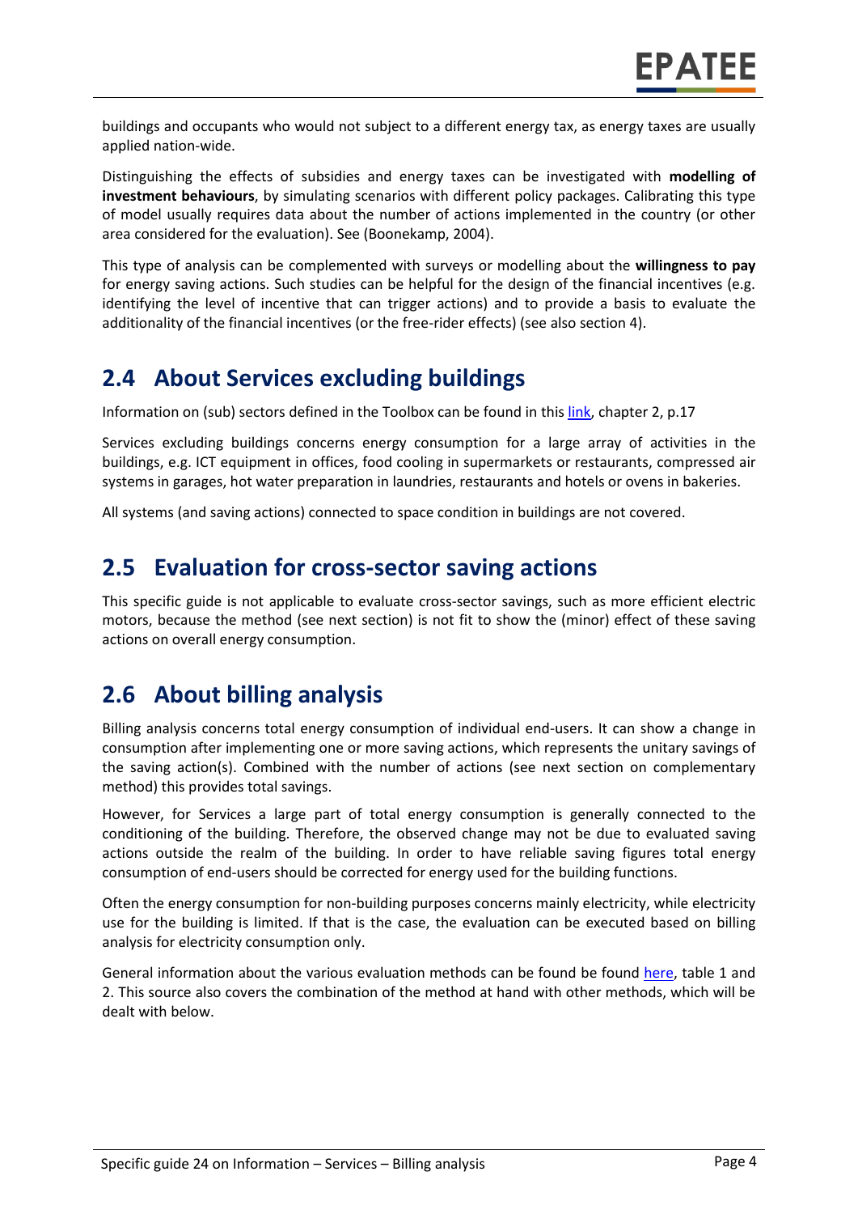buildings and occupants who would not subject to a different energy tax, as energy taxes are usually applied nation-wide.

Distinguishing the effects of subsidies and energy taxes can be investigated with **modelling of investment behaviours**, by simulating scenarios with different policy packages. Calibrating this type of model usually requires data about the number of actions implemented in the country (or other area considered for the evaluation). See (Boonekamp, 2004).

This type of analysis can be complemented with surveys or modelling about the **willingness to pay** for energy saving actions. Such studies can be helpful for the design of the financial incentives (e.g. identifying the level of incentive that can trigger actions) and to provide a basis to evaluate the additionality of the financial incentives (or the free-rider effects) (see also section 4).

## 2.4 About Services excluding buildings

Information on (sub) sectors defined in the Toolbox can be found in this link, chapter 2, p.17

Services excluding buildings concerns energy consumption for a large array of activities in the buildings, e.g. ICT equipment in offices, food cooling in supermarkets or restaurants, compressed air systems in garages, hot water preparation in laundries, restaurants and hotels or ovens in bakeries.

All systems (and saving actions) connected to space condition in buildings are not covered.

## 2.5 Evaluation for cross-sector saving actions

This specific guide is not applicable to evaluate cross-sector savings, such as more efficient electric motors, because the method (see next section) is not fit to show the (minor) effect of these saving actions on overall energy consumption.

## 2.6 About billing analysis

Billing analysis concerns total energy consumption of individual end-users. It can show a change in consumption after implementing one or more saving actions, which represents the unitary savings of the saving action(s). Combined with the number of actions (see next section on complementary method) this provides total savings.

However, for Services a large part of total energy consumption is generally connected to the conditioning of the building. Therefore, the observed change may not be due to evaluated saving actions outside the realm of the building. In order to have reliable saving figures total energy consumption of end-users should be corrected for energy used for the building functions.

Often the energy consumption for non-building purposes concerns mainly electricity, while electricity use for the building is limited. If that is the case, the evaluation can be executed based on billing analysis for electricity consumption only.

General information about the various evaluation methods can be found be found here, table 1 and 2. This source also covers the combination of the method at hand with other methods, which will be dealt with below.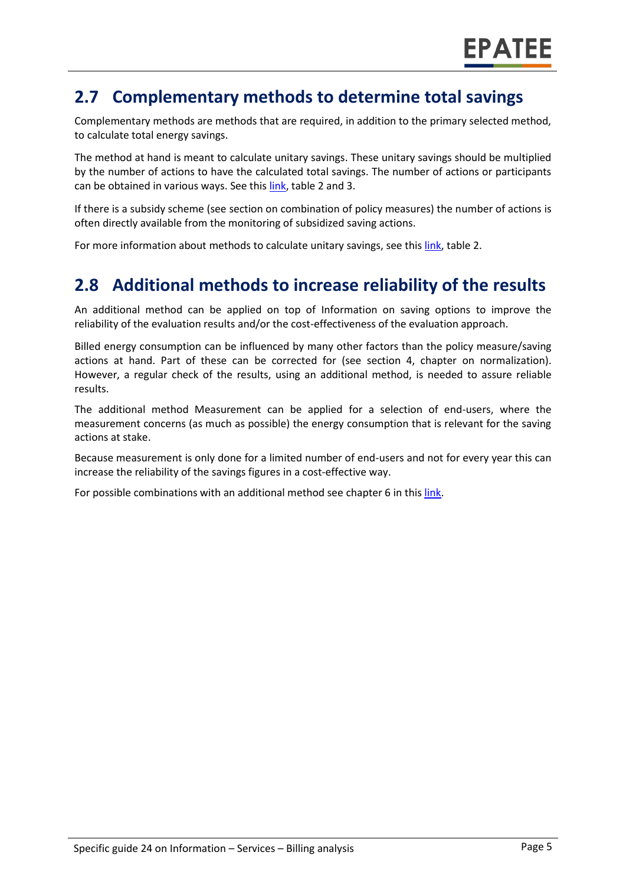## 2.7 Complementary methods to determine total savings

Complementary methods are methods that are required, in addition to the primary selected method, to calculate total energy savings.

The method at hand is meant to calculate unitary savings. These unitary savings should be multiplied by the number of actions to have the calculated total savings. The number of actions or participants can be obtained in various ways. See this link, table 2 and 3.

If there is a subsidy scheme (see section on combination of policy measures) the number of actions is often directly available from the monitoring of subsidized saving actions.

For more information about methods to calculate unitary savings, see this link, table 2.

## 2.8 Additional methods to increase reliability of the results

An additional method can be applied on top of Information on saving options to improve the reliability of the evaluation results and/or the cost-effectiveness of the evaluation approach.

Billed energy consumption can be influenced by many other factors than the policy measure/saving actions at hand. Part of these can be corrected for (see section 4, chapter on normalization). However, a regular check of the results, using an additional method, is needed to assure reliable results.

The additional method Measurement can be applied for a selection of end-users, where the measurement concerns (as much as possible) the energy consumption that is relevant for the saving actions at stake.

Because measurement is only done for a limited number of end-users and not for every year this can increase the reliability of the savings figures in a cost-effective way.

For possible combinations with an additional method see chapter 6 in this link.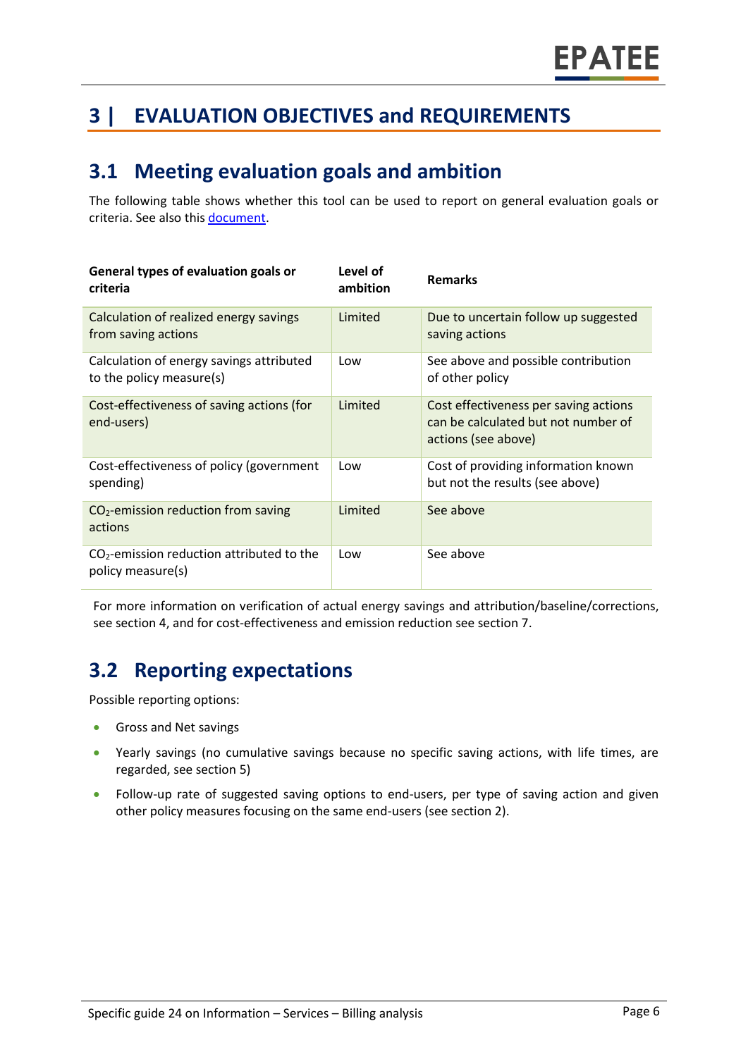# 3 | EVALUATION OBJECTIVES and REQUIREMENTS

## 3.1 Meeting evaluation goals and ambition

The following table shows whether this tool can be used to report on general evaluation goals or criteria. See also this [document](document).

| General types of evaluation goals or criteria | Level of ambition | Remarks |
|---|---|---|
| Calculation of realized energy savings from saving actions | Limited | Due to uncertain follow up suggested saving actions |
| Calculation of energy savings attributed to the policy measure(s) | Low | See above and possible contribution of other policy |
| Cost-effectiveness of saving actions (for end-users) | Limited | Cost effectiveness per saving actions can be calculated but not number of actions (see above) |
| Cost-effectiveness of policy (government spending) | Low | Cost of providing information known but not the results (see above) |
| $CO_2$-emission reduction from saving actions | Limited | See above |
| $CO_2$-emission reduction attributed to the policy measure(s) | Low | See above |

For more information on verification of actual energy savings and attribution/baseline/corrections, see section 4, and for cost-effectiveness and emission reduction see section 7.

## 3.2 Reporting expectations

Possible reporting options:

- Gross and Net savings
- Yearly savings (no cumulative savings because no specific saving actions, with life times, are regarded, see section 5)
- Follow-up rate of suggested saving options to end-users, per type of saving action and given other policy measures focusing on the same end-users (see section 2).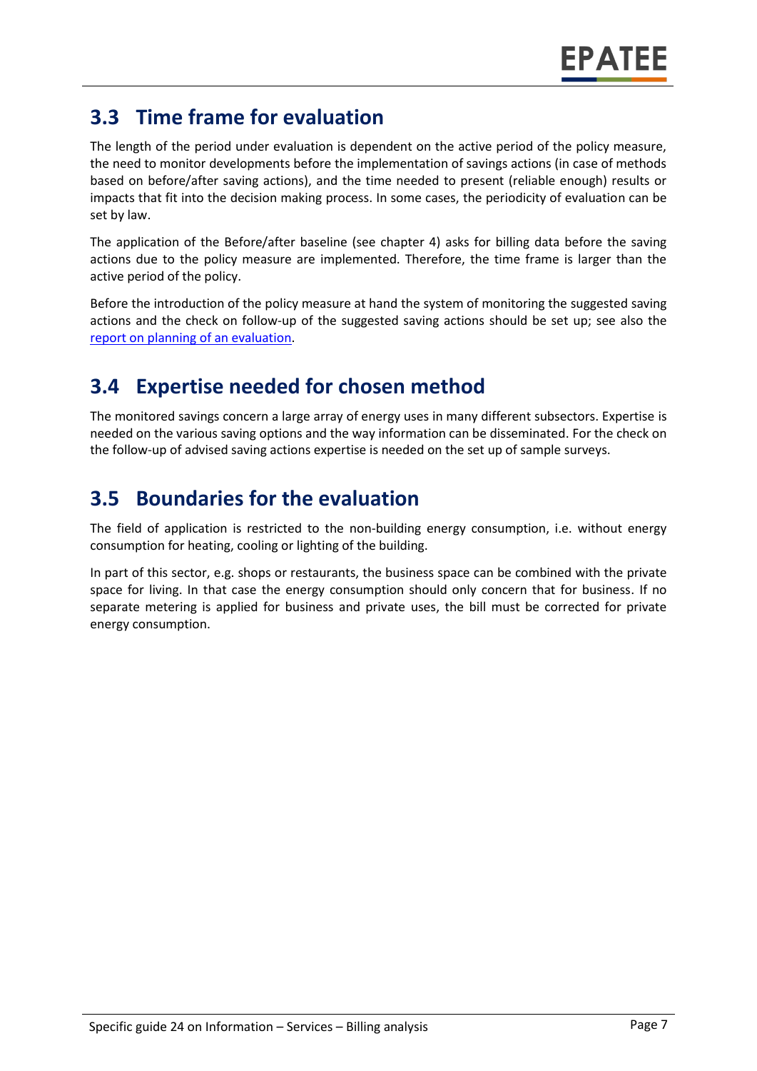## 3.3 Time frame for evaluation

The length of the period under evaluation is dependent on the active period of the policy measure, the need to monitor developments before the implementation of savings actions (in case of methods based on before/after saving actions), and the time needed to present (reliable enough) results or impacts that fit into the decision making process. In some cases, the periodicity of evaluation can be set by law.

The application of the Before/after baseline (see chapter 4) asks for billing data before the saving actions due to the policy measure are implemented. Therefore, the time frame is larger than the active period of the policy.

Before the introduction of the policy measure at hand the system of monitoring the suggested saving actions and the check on follow-up of the suggested saving actions should be set up; see also the report on planning of an evaluation.

## 3.4 Expertise needed for chosen method

The monitored savings concern a large array of energy uses in many different subsectors. Expertise is needed on the various saving options and the way information can be disseminated. For the check on the follow-up of advised saving actions expertise is needed on the set up of sample surveys.

## 3.5 Boundaries for the evaluation

The field of application is restricted to the non-building energy consumption, i.e. without energy consumption for heating, cooling or lighting of the building.

In part of this sector, e.g. shops or restaurants, the business space can be combined with the private space for living. In that case the energy consumption should only concern that for business. If no separate metering is applied for business and private uses, the bill must be corrected for private energy consumption.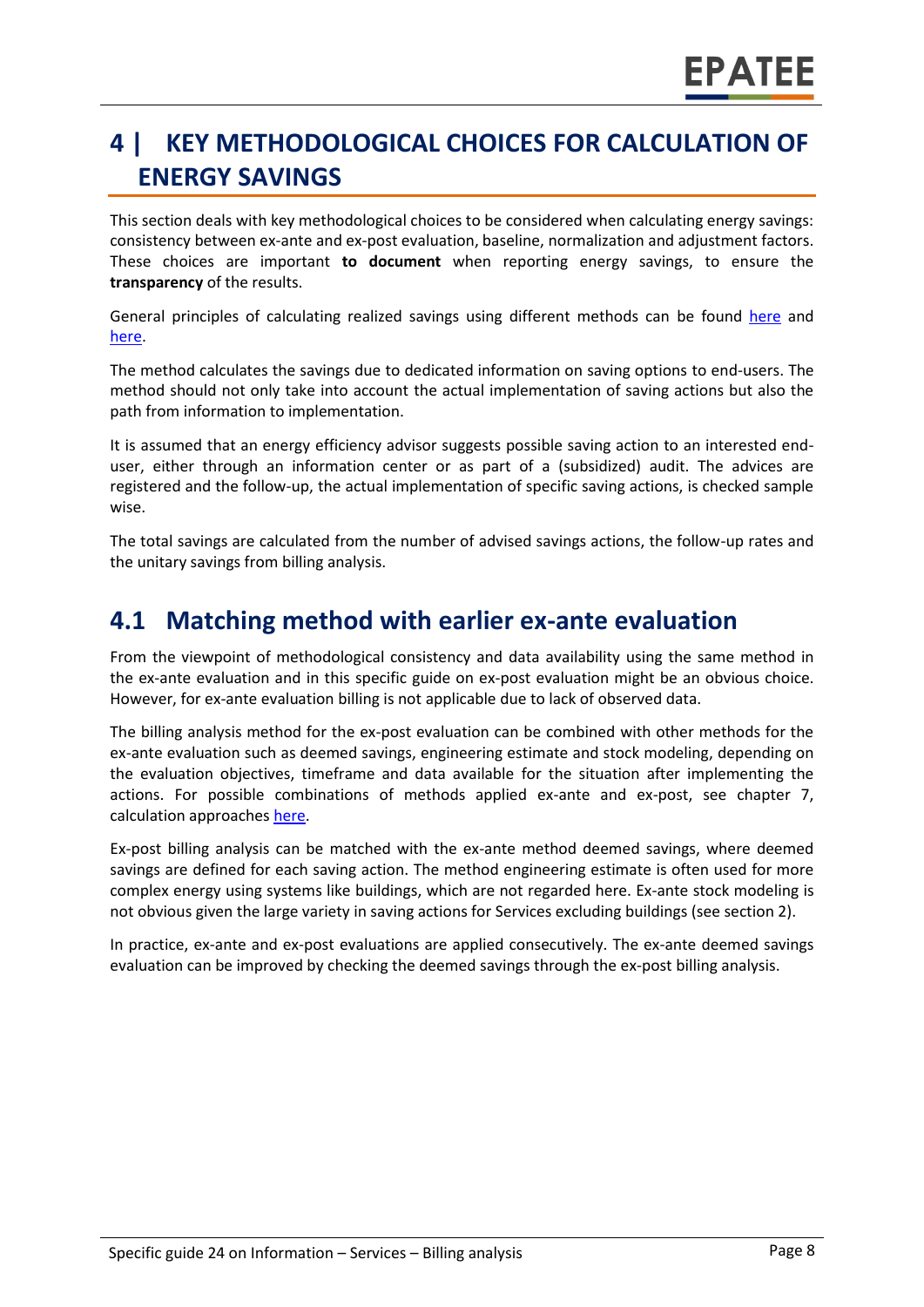# 4 | KEY METHODOLOGICAL CHOICES FOR CALCULATION OF ENERGY SAVINGS

This section deals with key methodological choices to be considered when calculating energy savings: consistency between ex-ante and ex-post evaluation, baseline, normalization and adjustment factors. These choices are important **to document** when reporting energy savings, to ensure the **transparency** of the results.

General principles of calculating realized savings using different methods can be found here and here.

The method calculates the savings due to dedicated information on saving options to end-users. The method should not only take into account the actual implementation of saving actions but also the path from information to implementation.

It is assumed that an energy efficiency advisor suggests possible saving action to an interested end-user, either through an information center or as part of a (subsidized) audit. The advices are registered and the follow-up, the actual implementation of specific saving actions, is checked sample wise.

The total savings are calculated from the number of advised savings actions, the follow-up rates and the unitary savings from billing analysis.

## 4.1 Matching method with earlier ex-ante evaluation

From the viewpoint of methodological consistency and data availability using the same method in the ex-ante evaluation and in this specific guide on ex-post evaluation might be an obvious choice. However, for ex-ante evaluation billing is not applicable due to lack of observed data.

The billing analysis method for the ex-post evaluation can be combined with other methods for the ex-ante evaluation such as deemed savings, engineering estimate and stock modeling, depending on the evaluation objectives, timeframe and data available for the situation after implementing the actions. For possible combinations of methods applied ex-ante and ex-post, see chapter 7, calculation approaches here.

Ex-post billing analysis can be matched with the ex-ante method deemed savings, where deemed savings are defined for each saving action. The method engineering estimate is often used for more complex energy using systems like buildings, which are not regarded here. Ex-ante stock modeling is not obvious given the large variety in saving actions for Services excluding buildings (see section 2).

In practice, ex-ante and ex-post evaluations are applied consecutively. The ex-ante deemed savings evaluation can be improved by checking the deemed savings through the ex-post billing analysis.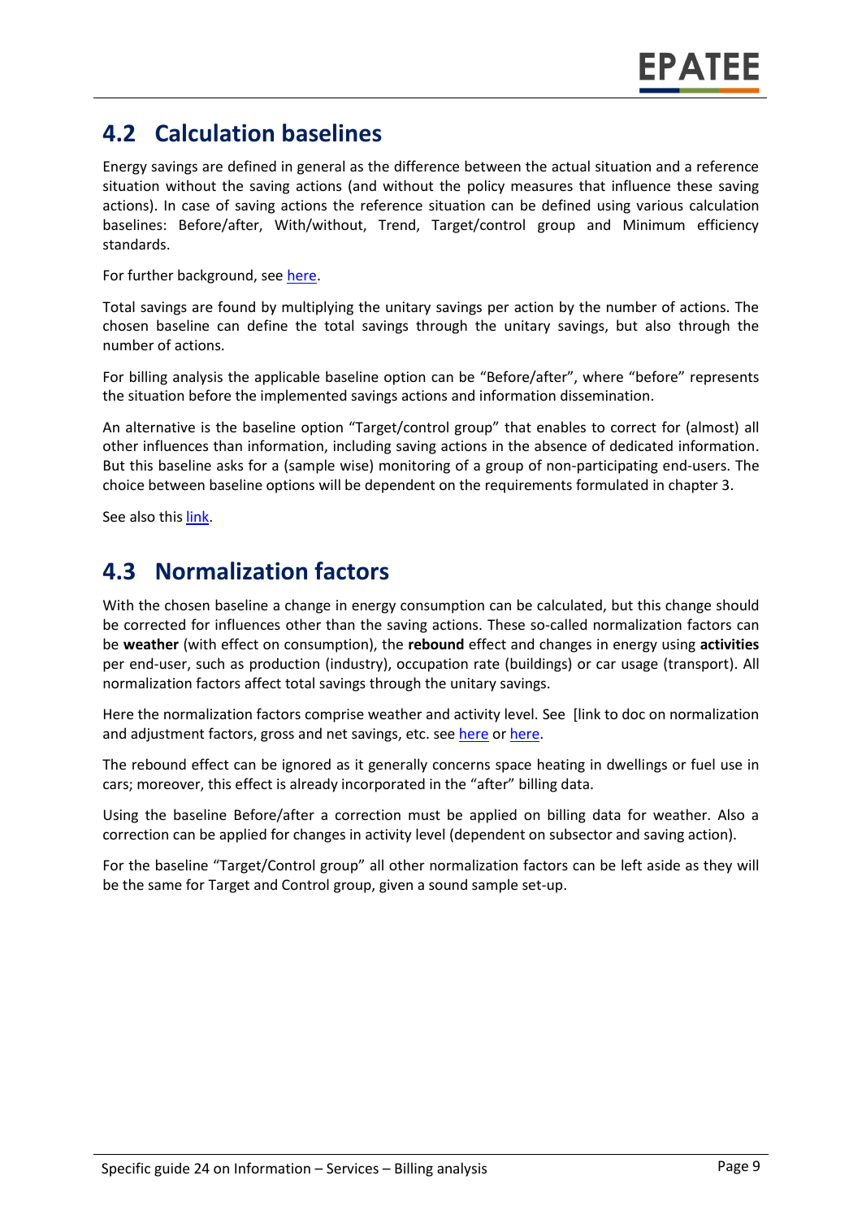## 4.2 Calculation baselines

Energy savings are defined in general as the difference between the actual situation and a reference situation without the saving actions (and without the policy measures that influence these saving actions). In case of saving actions the reference situation can be defined using various calculation baselines: Before/after, With/without, Trend, Target/control group and Minimum efficiency standards.

For further background, see here.

Total savings are found by multiplying the unitary savings per action by the number of actions. The chosen baseline can define the total savings through the unitary savings, but also through the number of actions.

For billing analysis the applicable baseline option can be "Before/after", where "before" represents the situation before the implemented savings actions and information dissemination.

An alternative is the baseline option "Target/control group" that enables to correct for (almost) all other influences than information, including saving actions in the absence of dedicated information. But this baseline asks for a (sample wise) monitoring of a group of non-participating end-users. The choice between baseline options will be dependent on the requirements formulated in chapter 3.

See also this link.

## 4.3 Normalization factors

With the chosen baseline a change in energy consumption can be calculated, but this change should be corrected for influences other than the saving actions. These so-called normalization factors can be **weather** (with effect on consumption), the **rebound** effect and changes in energy using **activities** per end-user, such as production (industry), occupation rate (buildings) or car usage (transport). All normalization factors affect total savings through the unitary savings.

Here the normalization factors comprise weather and activity level. See [link to doc on normalization and adjustment factors, gross and net savings, etc. see here or here.

The rebound effect can be ignored as it generally concerns space heating in dwellings or fuel use in cars; moreover, this effect is already incorporated in the "after" billing data.

Using the baseline Before/after a correction must be applied on billing data for weather. Also a correction can be applied for changes in activity level (dependent on subsector and saving action).

For the baseline "Target/Control group" all other normalization factors can be left aside as they will be the same for Target and Control group, given a sound sample set-up.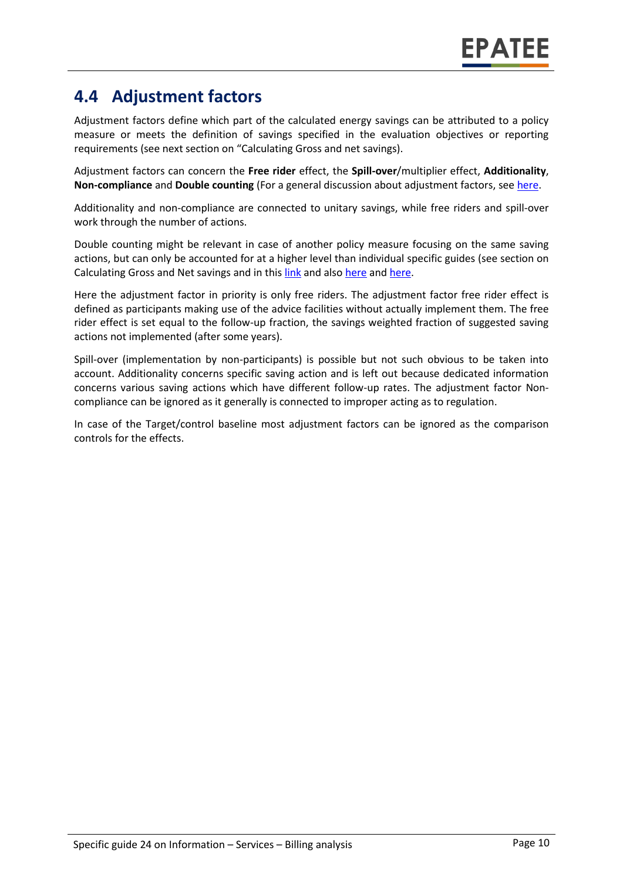## 4.4 Adjustment factors

Adjustment factors define which part of the calculated energy savings can be attributed to a policy measure or meets the definition of savings specified in the evaluation objectives or reporting requirements (see next section on "Calculating Gross and net savings).

Adjustment factors can concern the **Free rider** effect, the **Spill-over**/multiplier effect, **Additionality**, **Non-compliance** and **Double counting** (For a general discussion about adjustment factors, see here.

Additionality and non-compliance are connected to unitary savings, while free riders and spill-over work through the number of actions.

Double counting might be relevant in case of another policy measure focusing on the same saving actions, but can only be accounted for at a higher level than individual specific guides (see section on Calculating Gross and Net savings and in this link and also here and here.

Here the adjustment factor in priority is only free riders. The adjustment factor free rider effect is defined as participants making use of the advice facilities without actually implement them. The free rider effect is set equal to the follow-up fraction, the savings weighted fraction of suggested saving actions not implemented (after some years).

Spill-over (implementation by non-participants) is possible but not such obvious to be taken into account. Additionality concerns specific saving action and is left out because dedicated information concerns various saving actions which have different follow-up rates. The adjustment factor Non-compliance can be ignored as it generally is connected to improper acting as to regulation.

In case of the Target/control baseline most adjustment factors can be ignored as the comparison controls for the effects.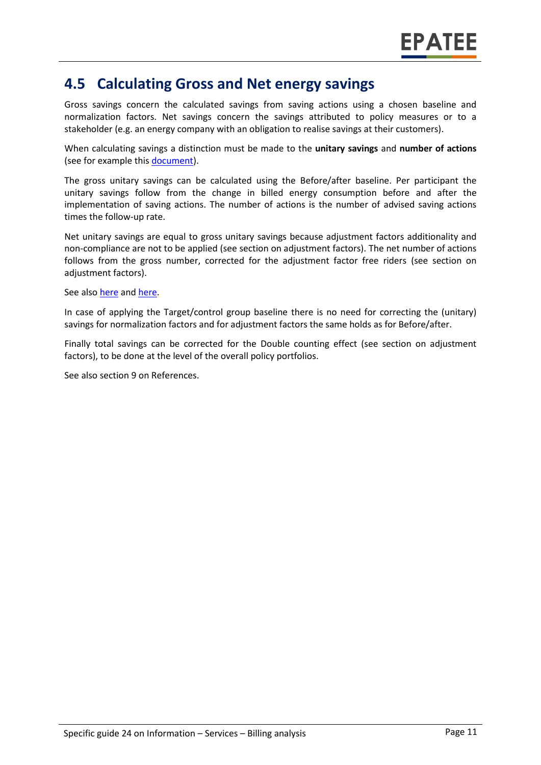## 4.5 Calculating Gross and Net energy savings

Gross savings concern the calculated savings from saving actions using a chosen baseline and normalization factors. Net savings concern the savings attributed to policy measures or to a stakeholder (e.g. an energy company with an obligation to realise savings at their customers).

When calculating savings a distinction must be made to the **unitary savings** and **number of actions** (see for example this document).

The gross unitary savings can be calculated using the Before/after baseline. Per participant the unitary savings follow from the change in billed energy consumption before and after the implementation of saving actions. The number of actions is the number of advised saving actions times the follow-up rate.

Net unitary savings are equal to gross unitary savings because adjustment factors additionality and non-compliance are not to be applied (see section on adjustment factors). The net number of actions follows from the gross number, corrected for the adjustment factor free riders (see section on adjustment factors).

See also here and here.

In case of applying the Target/control group baseline there is no need for correcting the (unitary) savings for normalization factors and for adjustment factors the same holds as for Before/after.

Finally total savings can be corrected for the Double counting effect (see section on adjustment factors), to be done at the level of the overall policy portfolios.

See also section 9 on References.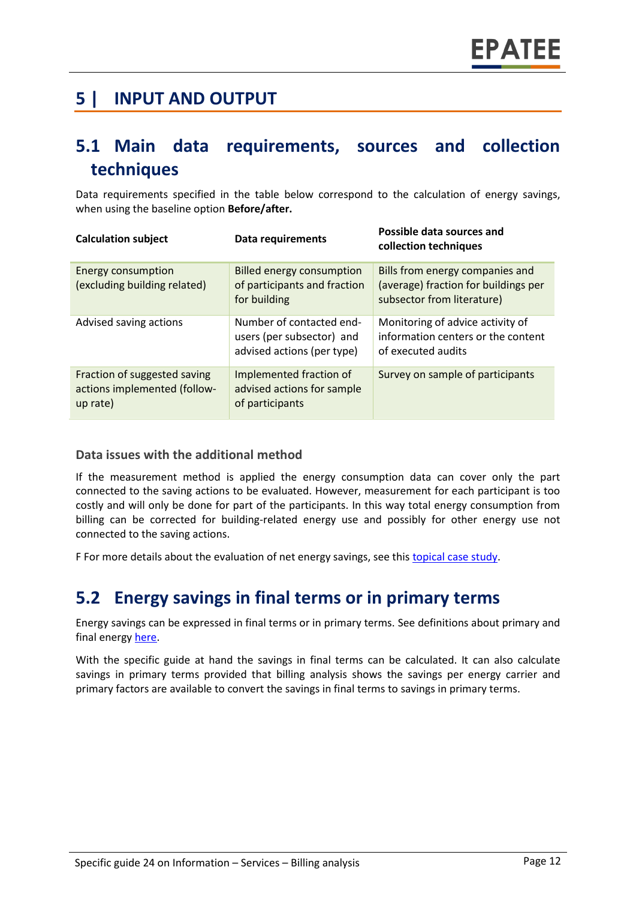# 5 | INPUT AND OUTPUT

## 5.1 Main data requirements, sources and collection techniques

Data requirements specified in the table below correspond to the calculation of energy savings, when using the baseline option **Before/after.**

| Calculation subject | Data requirements | Possible data sources and collection techniques |
|---|---|---|
| Energy consumption (excluding building related) | Billed energy consumption of participants and fraction for building | Bills from energy companies and (average) fraction for buildings per subsector from literature) |
| Advised saving actions | Number of contacted end-users (per subsector) and advised actions (per type) | Monitoring of advice activity of information centers or the content of executed audits |
| Fraction of suggested saving actions implemented (follow-up rate) | Implemented fraction of advised actions for sample of participants | Survey on sample of participants |

### Data issues with the additional method

If the measurement method is applied the energy consumption data can cover only the part connected to the saving actions to be evaluated. However, measurement for each participant is too costly and will only be done for part of the participants. In this way total energy consumption from billing can be corrected for building-related energy use and possibly for other energy use not connected to the saving actions.

F For more details about the evaluation of net energy savings, see this [topical case study](#).

## 5.2 Energy savings in final terms or in primary terms

Energy savings can be expressed in final terms or in primary terms. See definitions about primary and final energy [here](#).

With the specific guide at hand the savings in final terms can be calculated. It can also calculate savings in primary terms provided that billing analysis shows the savings per energy carrier and primary factors are available to convert the savings in final terms to savings in primary terms.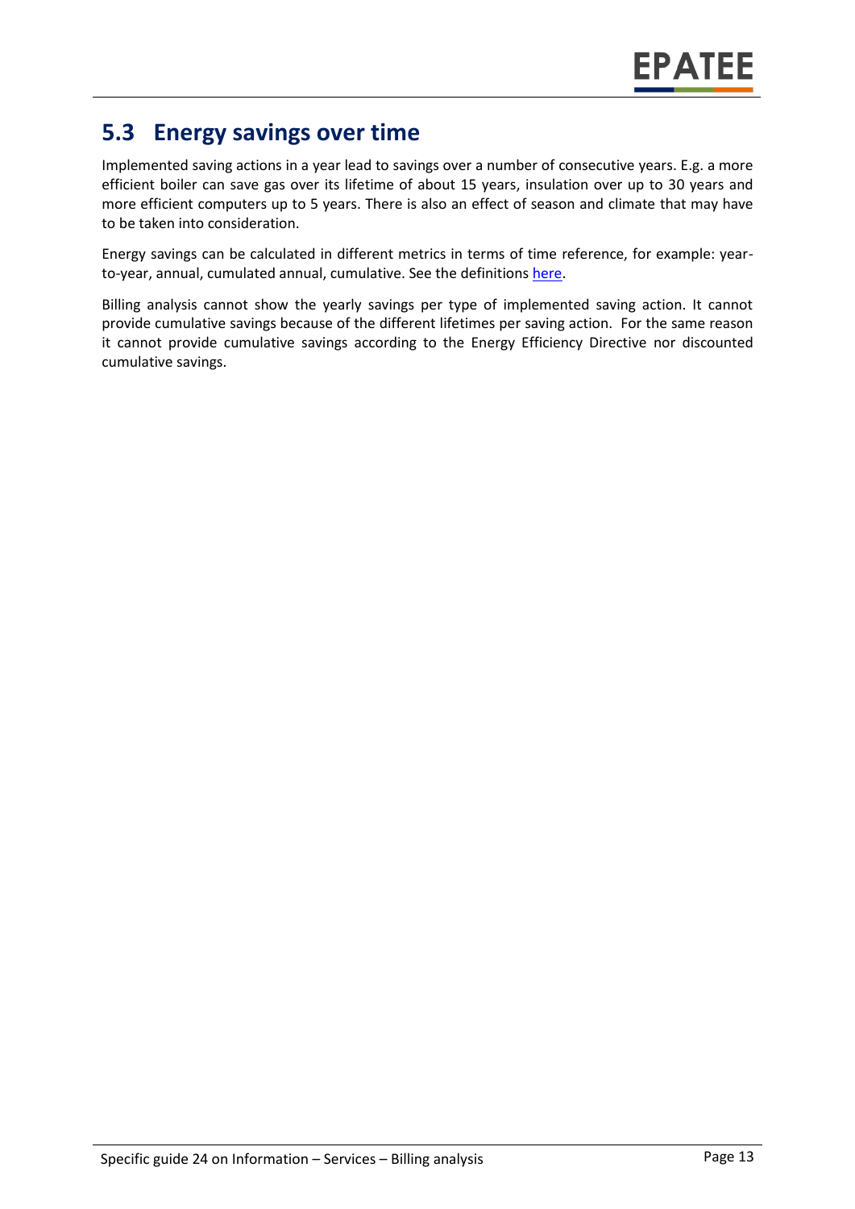## 5.3 Energy savings over time

Implemented saving actions in a year lead to savings over a number of consecutive years. E.g. a more efficient boiler can save gas over its lifetime of about 15 years, insulation over up to 30 years and more efficient computers up to 5 years. There is also an effect of season and climate that may have to be taken into consideration.

Energy savings can be calculated in different metrics in terms of time reference, for example: year-to-year, annual, cumulated annual, cumulative. See the definitions here.

Billing analysis cannot show the yearly savings per type of implemented saving action. It cannot provide cumulative savings because of the different lifetimes per saving action. For the same reason it cannot provide cumulative savings according to the Energy Efficiency Directive nor discounted cumulative savings.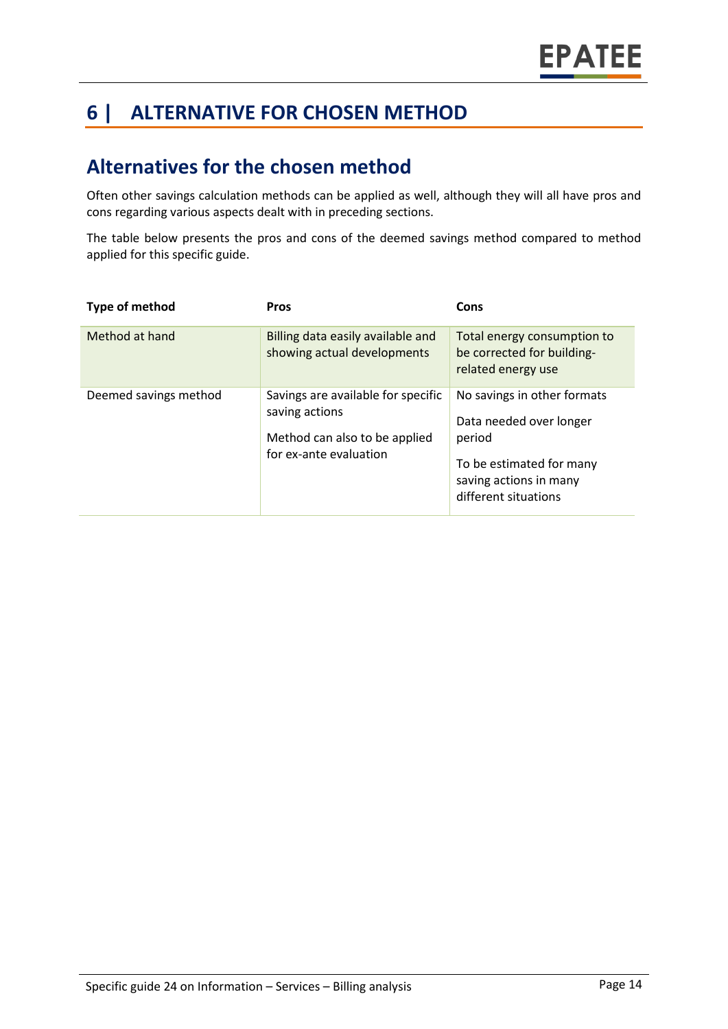# 6 | ALTERNATIVE FOR CHOSEN METHOD

## Alternatives for the chosen method

Often other savings calculation methods can be applied as well, although they will all have pros and cons regarding various aspects dealt with in preceding sections.

The table below presents the pros and cons of the deemed savings method compared to method applied for this specific guide.

| Type of method | Pros | Cons |
|---|---|---|
| Method at hand | Billing data easily available and showing actual developments | Total energy consumption to be corrected for building-related energy use |
| Deemed savings method | Savings are available for specific saving actions<br><br>Method can also to be applied for ex-ante evaluation | No savings in other formats<br><br>Data needed over longer period<br><br>To be estimated for many saving actions in many different situations |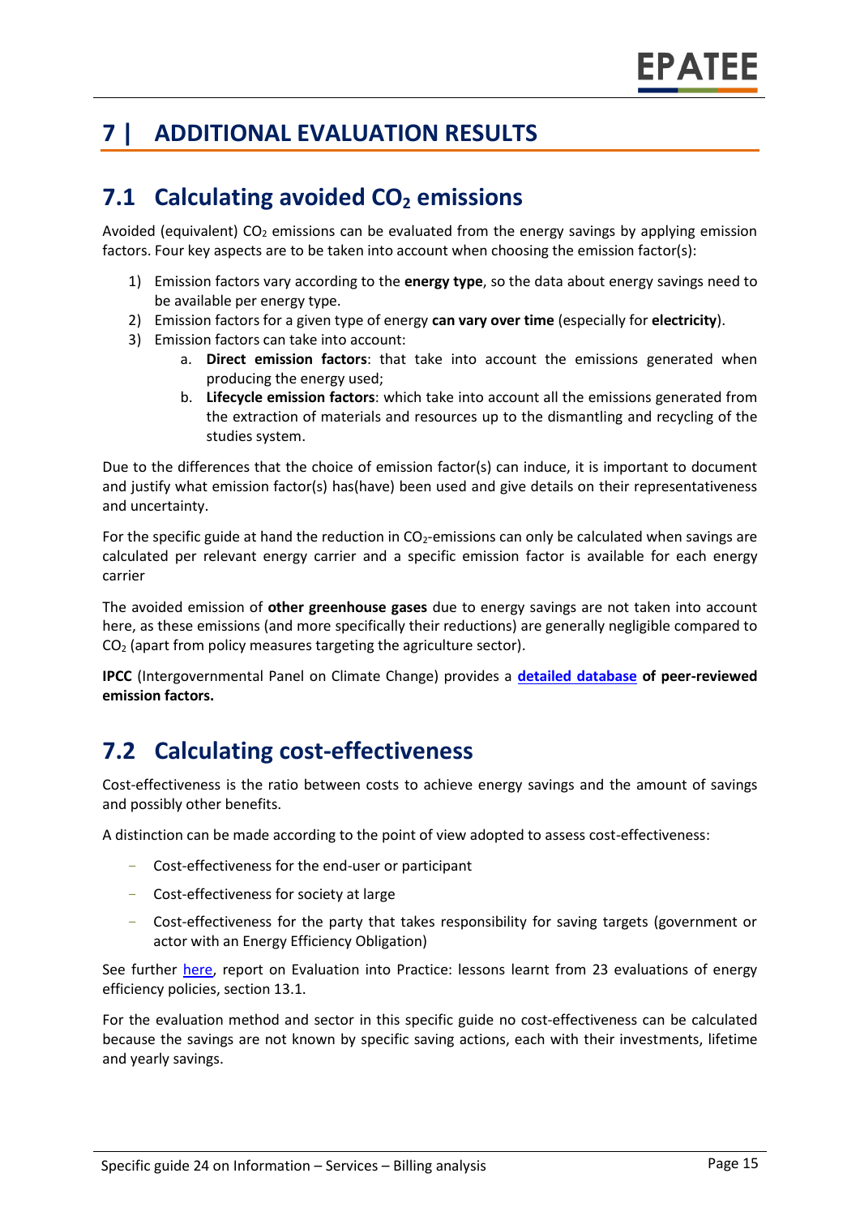# 7 | ADDITIONAL EVALUATION RESULTS

## 7.1 Calculating avoided $CO_2$ emissions

Avoided (equivalent) $CO_2$ emissions can be evaluated from the energy savings by applying emission factors. Four key aspects are to be taken into account when choosing the emission factor(s):

1) Emission factors vary according to the **energy type**, so the data about energy savings need to be available per energy type.
2) Emission factors for a given type of energy **can vary over time** (especially for **electricity**).
3) Emission factors can take into account:
    a. **Direct emission factors**: that take into account the emissions generated when producing the energy used;
    b. **Lifecycle emission factors**: which take into account all the emissions generated from the extraction of materials and resources up to the dismantling and recycling of the studies system.

Due to the differences that the choice of emission factor(s) can induce, it is important to document and justify what emission factor(s) has(have) been used and give details on their representativeness and uncertainty.

For the specific guide at hand the reduction in $CO_2$-emissions can only be calculated when savings are calculated per relevant energy carrier and a specific emission factor is available for each energy carrier

The avoided emission of **other greenhouse gases** due to energy savings are not taken into account here, as these emissions (and more specifically their reductions) are generally negligible compared to $CO_2$ (apart from policy measures targeting the agriculture sector).

**IPCC** (Intergovernmental Panel on Climate Change) provides a **detailed database of peer-reviewed emission factors.**

## 7.2 Calculating cost-effectiveness

Cost-effectiveness is the ratio between costs to achieve energy savings and the amount of savings and possibly other benefits.

A distinction can be made according to the point of view adopted to assess cost-effectiveness:

- Cost-effectiveness for the end-user or participant
- Cost-effectiveness for society at large
- Cost-effectiveness for the party that takes responsibility for saving targets (government or actor with an Energy Efficiency Obligation)

See further here, report on Evaluation into Practice: lessons learnt from 23 evaluations of energy efficiency policies, section 13.1.

For the evaluation method and sector in this specific guide no cost-effectiveness can be calculated because the savings are not known by specific saving actions, each with their investments, lifetime and yearly savings.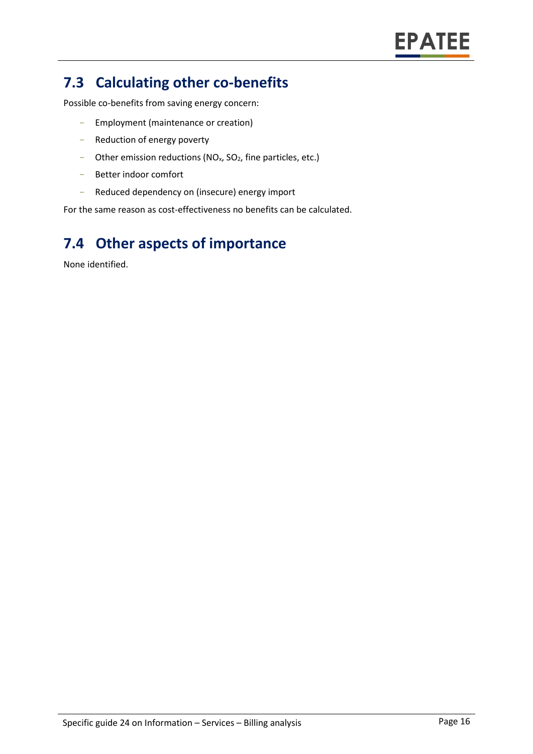## 7.3 Calculating other co-benefits

Possible co-benefits from saving energy concern:

- Employment (maintenance or creation)
- Reduction of energy poverty
- Other emission reductions ($NO_x$, $SO_2$, fine particles, etc.)
- Better indoor comfort
- Reduced dependency on (insecure) energy import

For the same reason as cost-effectiveness no benefits can be calculated.

## 7.4 Other aspects of importance

None identified.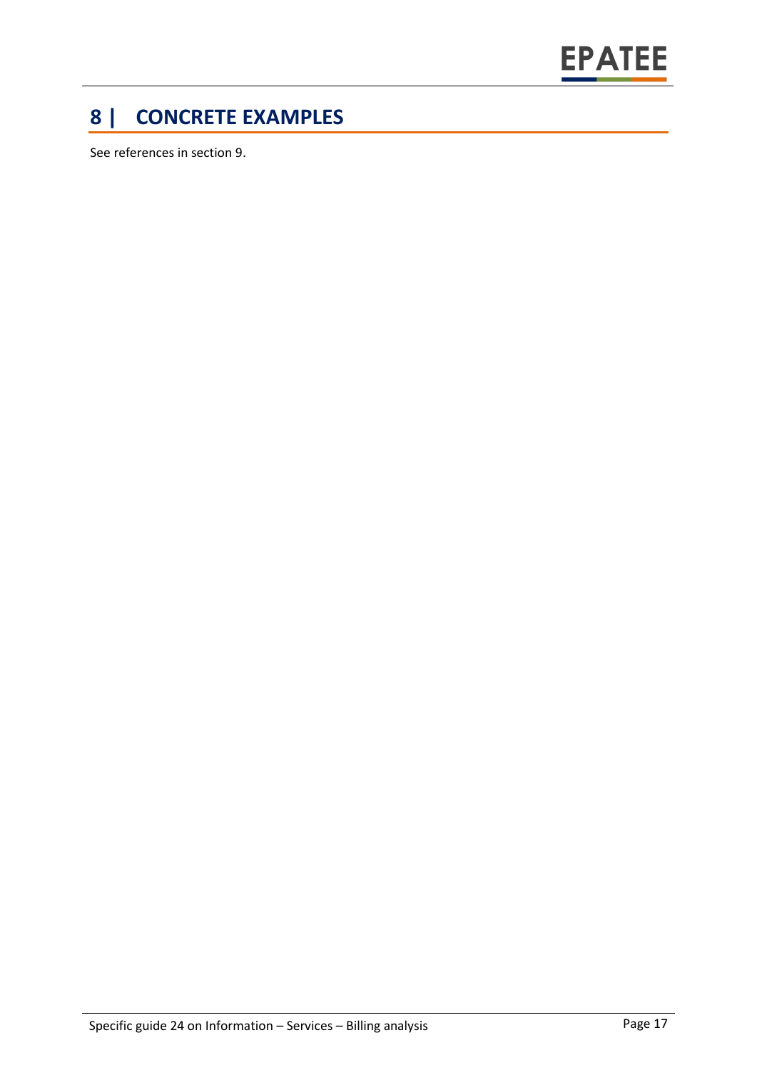# 8 | CONCRETE EXAMPLES

See references in section 9.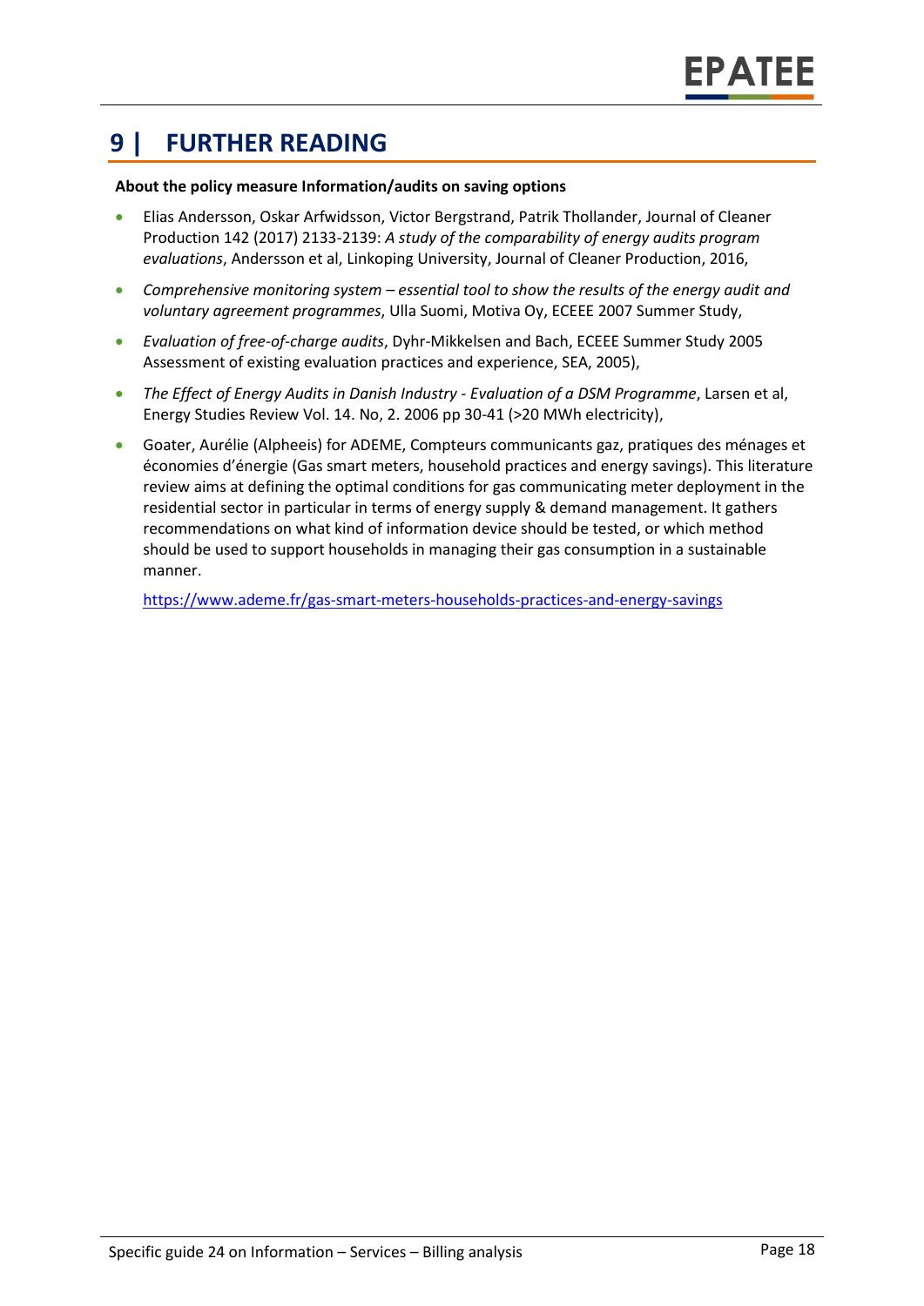# 9 | FURTHER READING

**About the policy measure Information/audits on saving options**

- Elias Andersson, Oskar Arfwidsson, Victor Bergstrand, Patrik Thollander, Journal of Cleaner Production 142 (2017) 2133-2139: *A study of the comparability of energy audits program evaluations*, Andersson et al, Linkoping University, Journal of Cleaner Production, 2016,
- *Comprehensive monitoring system – essential tool to show the results of the energy audit and voluntary agreement programmes*, Ulla Suomi, Motiva Oy, ECEEE 2007 Summer Study,
- *Evaluation of free-of-charge audits*, Dyhr-Mikkelsen and Bach, ECEEE Summer Study 2005 Assessment of existing evaluation practices and experience, SEA, 2005),
- *The Effect of Energy Audits in Danish Industry - Evaluation of a DSM Programme*, Larsen et al, Energy Studies Review Vol. 14. No, 2. 2006 pp 30-41 (>20 MWh electricity),
- Goater, Aurélie (Alpheeis) for ADEME, Compteurs communicants gaz, pratiques des ménages et économies d'énergie (Gas smart meters, household practices and energy savings). This literature review aims at defining the optimal conditions for gas communicating meter deployment in the residential sector in particular in terms of energy supply & demand management. It gathers recommendations on what kind of information device should be tested, or which method should be used to support households in managing their gas consumption in a sustainable manner.

  https://www.ademe.fr/gas-smart-meters-households-practices-and-energy-savings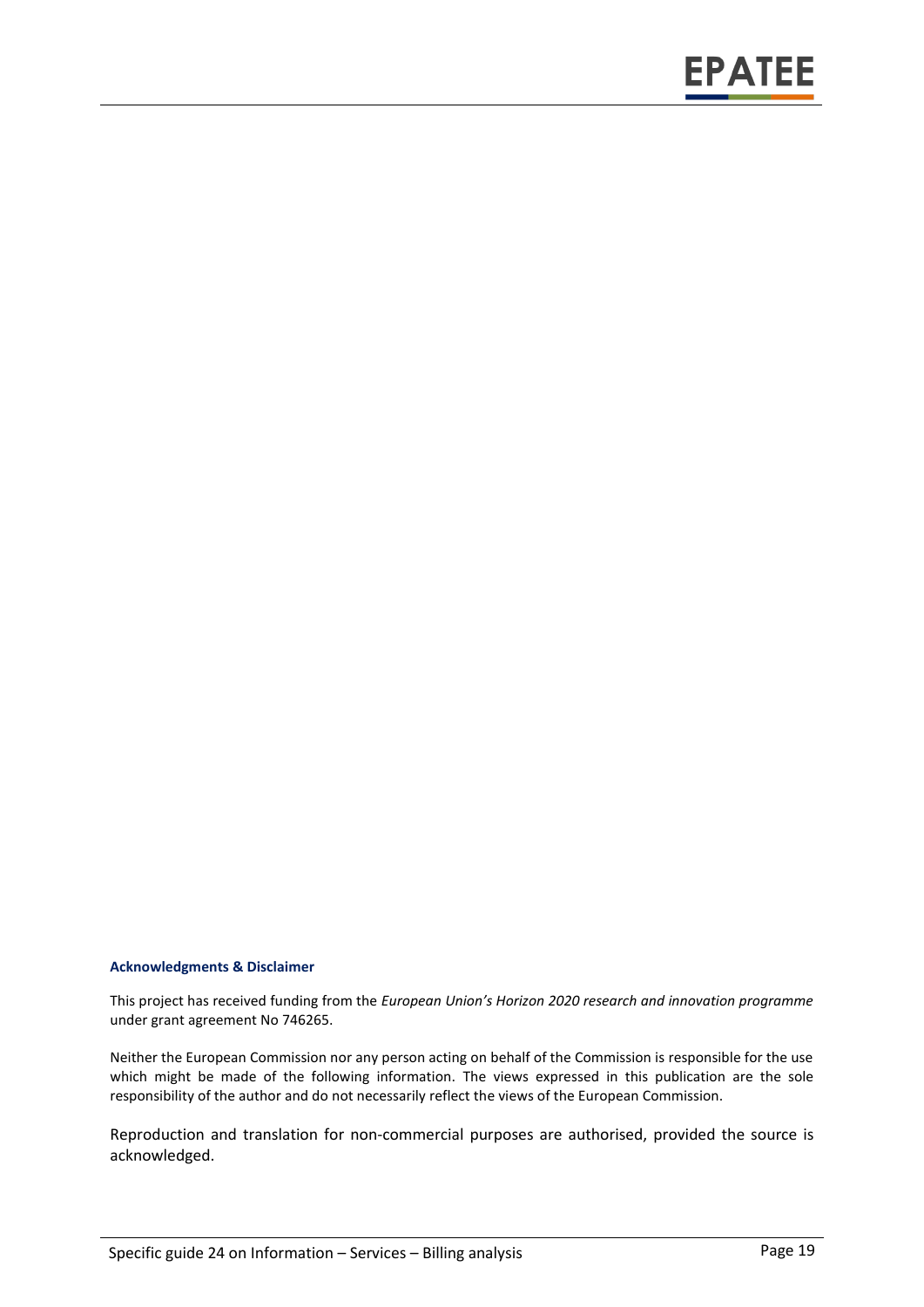**Acknowledgments & Disclaimer**

This project has received funding from the *European Union's Horizon 2020 research and innovation programme* under grant agreement No 746265.

Neither the European Commission nor any person acting on behalf of the Commission is responsible for the use which might be made of the following information. The views expressed in this publication are the sole responsibility of the author and do not necessarily reflect the views of the European Commission.

Reproduction and translation for non-commercial purposes are authorised, provided the source is acknowledged.